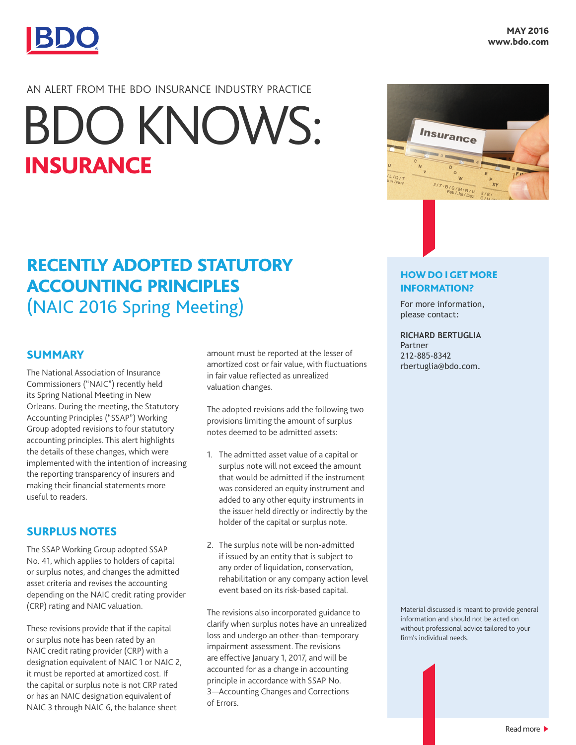MAY 2016
www.bdo.com

AN ALERT FROM THE BDO INSURANCE INDUSTRY PRACTICE

# BDO KNOWS: INSURANCE

## RECENTLY ADOPTED STATUTORY ACCOUNTING PRINCIPLES (NAIC 2016 Spring Meeting)

### SUMMARY

The National Association of Insurance Commissioners ("NAIC") recently held its Spring National Meeting in New Orleans. During the meeting, the Statutory Accounting Principles ("SSAP") Working Group adopted revisions to four statutory accounting principles. This alert highlights the details of these changes, which were implemented with the intention of increasing the reporting transparency of insurers and making their financial statements more useful to readers.

### SURPLUS NOTES

The SSAP Working Group adopted SSAP No. 41, which applies to holders of capital or surplus notes, and changes the admitted asset criteria and revises the accounting depending on the NAIC credit rating provider (CRP) rating and NAIC valuation.

These revisions provide that if the capital or surplus note has been rated by an NAIC credit rating provider (CRP) with a designation equivalent of NAIC 1 or NAIC 2, it must be reported at amortized cost. If the capital or surplus note is not CRP rated or has an NAIC designation equivalent of NAIC 3 through NAIC 6, the balance sheet amount must be reported at the lesser of amortized cost or fair value, with fluctuations in fair value reflected as unrealized valuation changes.

The adopted revisions add the following two provisions limiting the amount of surplus notes deemed to be admitted assets:

1. The admitted asset value of a capital or surplus note will not exceed the amount that would be admitted if the instrument was considered an equity instrument and added to any other equity instruments in the issuer held directly or indirectly by the holder of the capital or surplus note.
2. The surplus note will be non-admitted if issued by an entity that is subject to any order of liquidation, conservation, rehabilitation or any company action level event based on its risk-based capital.

The revisions also incorporated guidance to clarify when surplus notes have an unrealized loss and undergo an other-than-temporary impairment assessment. The revisions are effective January 1, 2017, and will be accounted for as a change in accounting principle in accordance with SSAP No. 3—Accounting Changes and Corrections of Errors.

### HOW DO I GET MORE INFORMATION?

For more information, please contact:

**RICHARD BERTUGLIA**
Partner
212-885-8342
rbertuglia@bdo.com.

Material discussed is meant to provide general information and should not be acted on without professional advice tailored to your firm's individual needs.

Read more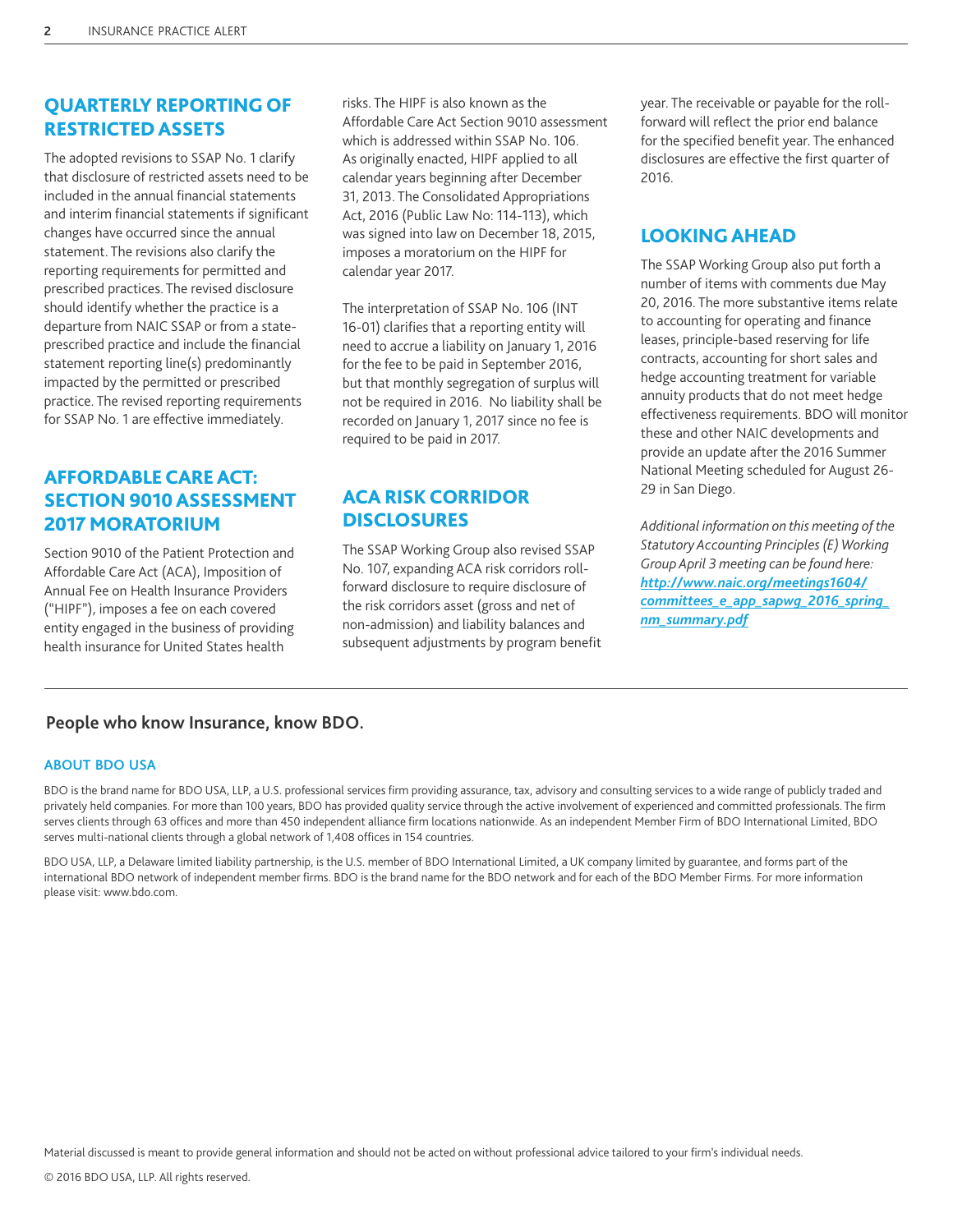## QUARTERLY REPORTING OF RESTRICTED ASSETS

The adopted revisions to SSAP No. 1 clarify that disclosure of restricted assets need to be included in the annual financial statements and interim financial statements if significant changes have occurred since the annual statement. The revisions also clarify the reporting requirements for permitted and prescribed practices. The revised disclosure should identify whether the practice is a departure from NAIC SSAP or from a state-prescribed practice and include the financial statement reporting line(s) predominantly impacted by the permitted or prescribed practice. The revised reporting requirements for SSAP No. 1 are effective immediately.

## AFFORDABLE CARE ACT: SECTION 9010 ASSESSMENT 2017 MORATORIUM

Section 9010 of the Patient Protection and Affordable Care Act (ACA), Imposition of Annual Fee on Health Insurance Providers ("HIPF"), imposes a fee on each covered entity engaged in the business of providing health insurance for United States health risks. The HIPF is also known as the Affordable Care Act Section 9010 assessment which is addressed within SSAP No. 106. As originally enacted, HIPF applied to all calendar years beginning after December 31, 2013. The Consolidated Appropriations Act, 2016 (Public Law No: 114-113), which was signed into law on December 18, 2015, imposes a moratorium on the HIPF for calendar year 2017.

The interpretation of SSAP No. 106 (INT 16-01) clarifies that a reporting entity will need to accrue a liability on January 1, 2016 for the fee to be paid in September 2016, but that monthly segregation of surplus will not be required in 2016. No liability shall be recorded on January 1, 2017 since no fee is required to be paid in 2017.

## ACA RISK CORRIDOR DISCLOSURES

The SSAP Working Group also revised SSAP No. 107, expanding ACA risk corridors roll-forward disclosure to require disclosure of the risk corridors asset (gross and net of non-admission) and liability balances and subsequent adjustments by program benefit year. The receivable or payable for the roll-forward will reflect the prior end balance for the specified benefit year. The enhanced disclosures are effective the first quarter of 2016.

## LOOKING AHEAD

The SSAP Working Group also put forth a number of items with comments due May 20, 2016. The more substantive items relate to accounting for operating and finance leases, principle-based reserving for life contracts, accounting for short sales and hedge accounting treatment for variable annuity products that do not meet hedge effectiveness requirements. BDO will monitor these and other NAIC developments and provide an update after the 2016 Summer National Meeting scheduled for August 26-29 in San Diego.

*Additional information on this meeting of the Statutory Accounting Principles (E) Working Group April 3 meeting can be found here:* ***http://www.naic.org/meetings1604/committees_e_app_sapwg_2016_spring_nm_summary.pdf***

**People who know Insurance, know BDO.**

### ABOUT BDO USA

BDO is the brand name for BDO USA, LLP, a U.S. professional services firm providing assurance, tax, advisory and consulting services to a wide range of publicly traded and privately held companies. For more than 100 years, BDO has provided quality service through the active involvement of experienced and committed professionals. The firm serves clients through 63 offices and more than 450 independent alliance firm locations nationwide. As an independent Member Firm of BDO International Limited, BDO serves multi-national clients through a global network of 1,408 offices in 154 countries.

BDO USA, LLP, a Delaware limited liability partnership, is the U.S. member of BDO International Limited, a UK company limited by guarantee, and forms part of the international BDO network of independent member firms. BDO is the brand name for the BDO network and for each of the BDO Member Firms. For more information please visit: www.bdo.com.

Material discussed is meant to provide general information and should not be acted on without professional advice tailored to your firm's individual needs.

© 2016 BDO USA, LLP. All rights reserved.